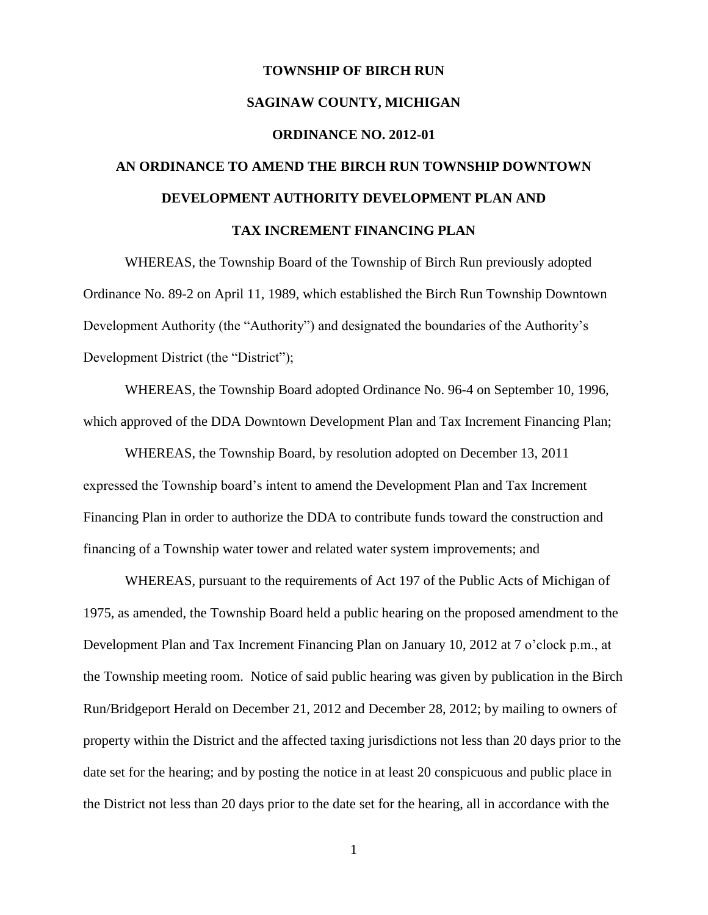# TOWNSHIP OF BIRCH RUN

## SAGINAW COUNTY, MICHIGAN

## ORDINANCE NO. 2012-01

## AN ORDINANCE TO AMEND THE BIRCH RUN TOWNSHIP DOWNTOWN DEVELOPMENT AUTHORITY DEVELOPMENT PLAN AND TAX INCREMENT FINANCING PLAN

WHEREAS, the Township Board of the Township of Birch Run previously adopted Ordinance No. 89-2 on April 11, 1989, which established the Birch Run Township Downtown Development Authority (the "Authority") and designated the boundaries of the Authority's Development District (the "District");

WHEREAS, the Township Board adopted Ordinance No. 96-4 on September 10, 1996, which approved of the DDA Downtown Development Plan and Tax Increment Financing Plan;

WHEREAS, the Township Board, by resolution adopted on December 13, 2011 expressed the Township board's intent to amend the Development Plan and Tax Increment Financing Plan in order to authorize the DDA to contribute funds toward the construction and financing of a Township water tower and related water system improvements; and

WHEREAS, pursuant to the requirements of Act 197 of the Public Acts of Michigan of 1975, as amended, the Township Board held a public hearing on the proposed amendment to the Development Plan and Tax Increment Financing Plan on January 10, 2012 at 7 o'clock p.m., at the Township meeting room. Notice of said public hearing was given by publication in the Birch Run/Bridgeport Herald on December 21, 2012 and December 28, 2012; by mailing to owners of property within the District and the affected taxing jurisdictions not less than 20 days prior to the date set for the hearing; and by posting the notice in at least 20 conspicuous and public place in the District not less than 20 days prior to the date set for the hearing, all in accordance with the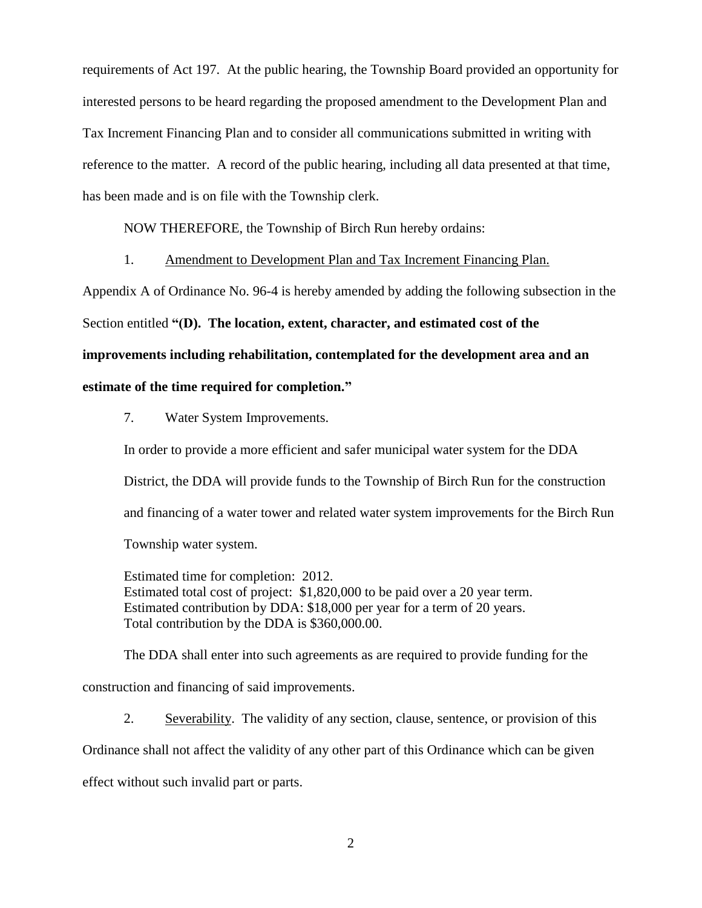requirements of Act 197. At the public hearing, the Township Board provided an opportunity for interested persons to be heard regarding the proposed amendment to the Development Plan and Tax Increment Financing Plan and to consider all communications submitted in writing with reference to the matter. A record of the public hearing, including all data presented at that time, has been made and is on file with the Township clerk.

NOW THEREFORE, the Township of Birch Run hereby ordains:

1. Amendment to Development Plan and Tax Increment Financing Plan.

Appendix A of Ordinance No. 96-4 is hereby amended by adding the following subsection in the Section entitled **"(D). The location, extent, character, and estimated cost of the improvements including rehabilitation, contemplated for the development area and an estimate of the time required for completion."**

7. Water System Improvements.

In order to provide a more efficient and safer municipal water system for the DDA District, the DDA will provide funds to the Township of Birch Run for the construction and financing of a water tower and related water system improvements for the Birch Run Township water system.

Estimated time for completion: 2012.
Estimated total cost of project: $1,820,000 to be paid over a 20 year term.
Estimated contribution by DDA: $18,000 per year for a term of 20 years.
Total contribution by the DDA is $360,000.00.

The DDA shall enter into such agreements as are required to provide funding for the construction and financing of said improvements.

2. Severability. The validity of any section, clause, sentence, or provision of this Ordinance shall not affect the validity of any other part of this Ordinance which can be given effect without such invalid part or parts.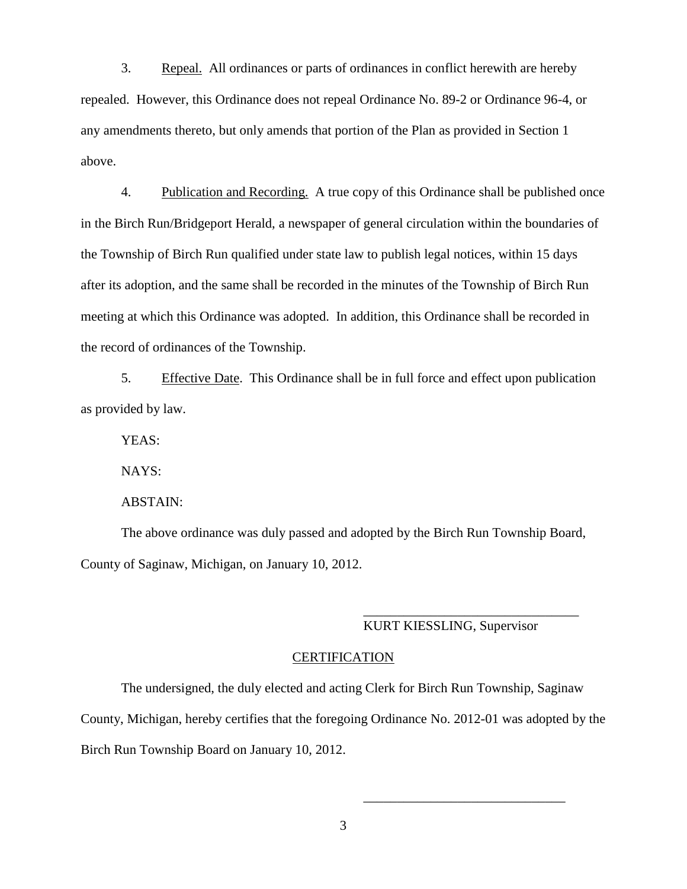3. Repeal. All ordinances or parts of ordinances in conflict herewith are hereby repealed. However, this Ordinance does not repeal Ordinance No. 89-2 or Ordinance 96-4, or any amendments thereto, but only amends that portion of the Plan as provided in Section 1 above.

4. Publication and Recording. A true copy of this Ordinance shall be published once in the Birch Run/Bridgeport Herald, a newspaper of general circulation within the boundaries of the Township of Birch Run qualified under state law to publish legal notices, within 15 days after its adoption, and the same shall be recorded in the minutes of the Township of Birch Run meeting at which this Ordinance was adopted. In addition, this Ordinance shall be recorded in the record of ordinances of the Township.

5. Effective Date. This Ordinance shall be in full force and effect upon publication as provided by law.

YEAS:

NAYS:

ABSTAIN:

The above ordinance was duly passed and adopted by the Birch Run Township Board, County of Saginaw, Michigan, on January 10, 2012.

________________________________
KURT KIESSLING, Supervisor

CERTIFICATION

The undersigned, the duly elected and acting Clerk for Birch Run Township, Saginaw County, Michigan, hereby certifies that the foregoing Ordinance No. 2012-01 was adopted by the Birch Run Township Board on January 10, 2012.

______________________________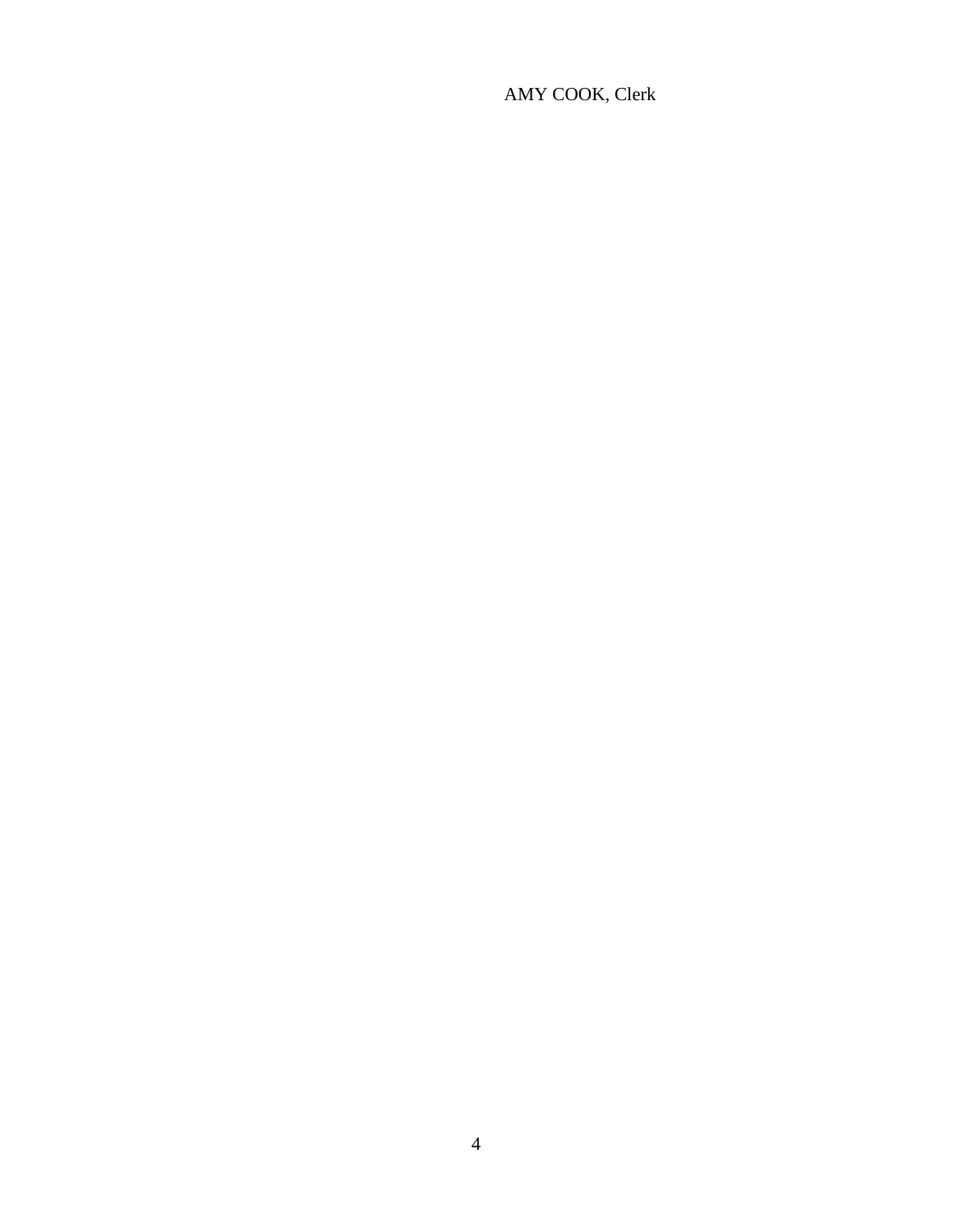AMY COOK, Clerk